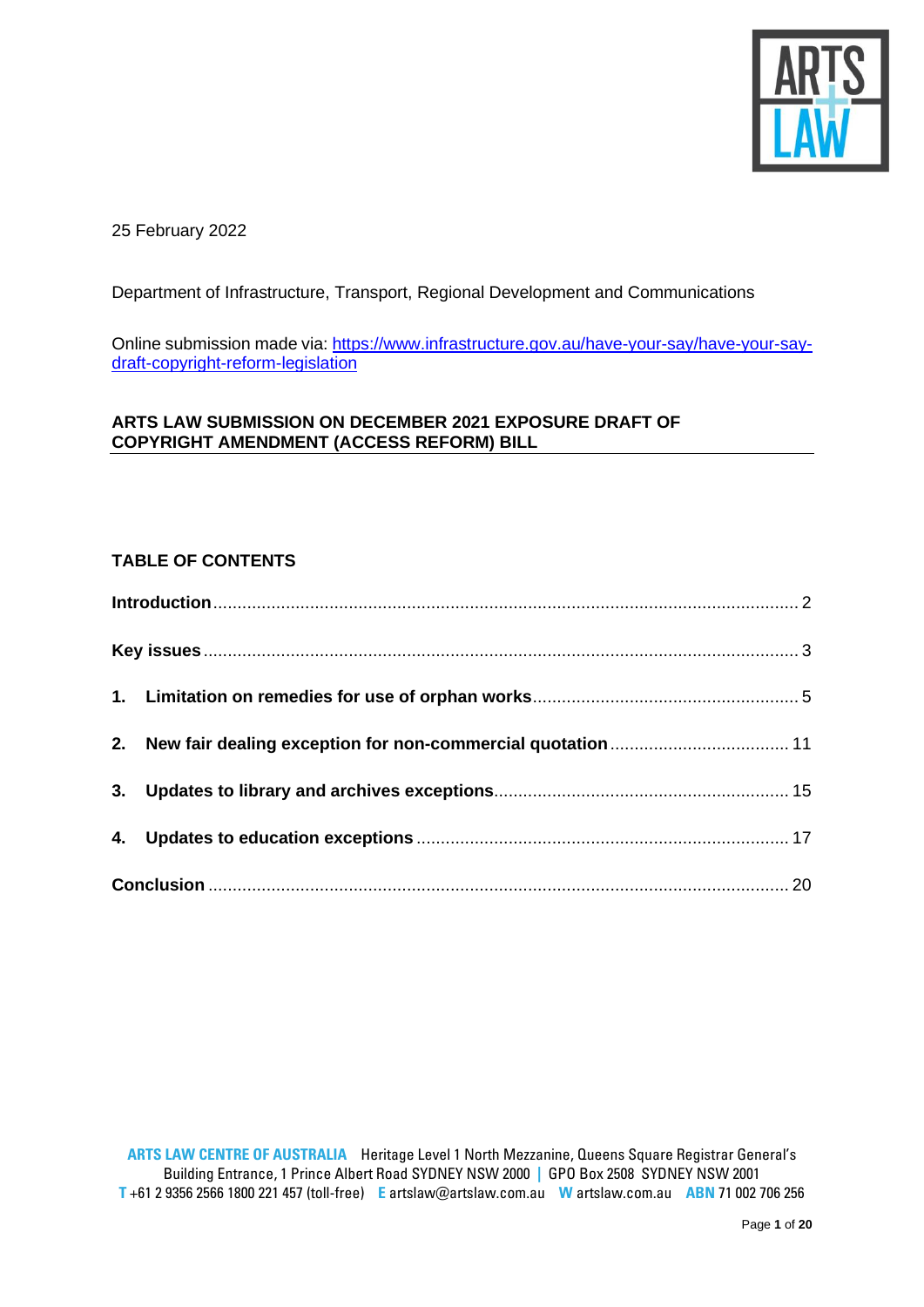25 February 2022

Department of Infrastructure, Transport, Regional Development and Communications

Online submission made via: [https://www.infrastructure.gov.au/have-your-say/have-your-say-draft-copyright-reform-legislation](https://www.infrastructure.gov.au/have-your-say/have-your-say-draft-copyright-reform-legislation)

**ARTS LAW SUBMISSION ON DECEMBER 2021 EXPOSURE DRAFT OF COPYRIGHT AMENDMENT (ACCESS REFORM) BILL**

**TABLE OF CONTENTS**

**Introduction** ........................................................................ 2

**Key issues** ........................................................................ 3

**1. Limitation on remedies for use of orphan works** .................................... 5

**2. New fair dealing exception for non-commercial quotation** .......................... 11

**3. Updates to library and archives exceptions** ........................................ 15

**4. Updates to education exceptions** ................................................... 17

**Conclusion** ........................................................................ 20

**ARTS LAW CENTRE OF AUSTRALIA** Heritage Level 1 North Mezzanine, Queens Square Registrar General's Building Entrance, 1 Prince Albert Road SYDNEY NSW 2000 | GPO Box 2508 SYDNEY NSW 2001
**T** +61 2 9356 2566 1800 221 457 (toll-free) **E** artslaw@artslaw.com.au **W** artslaw.com.au **ABN** 71 002 706 256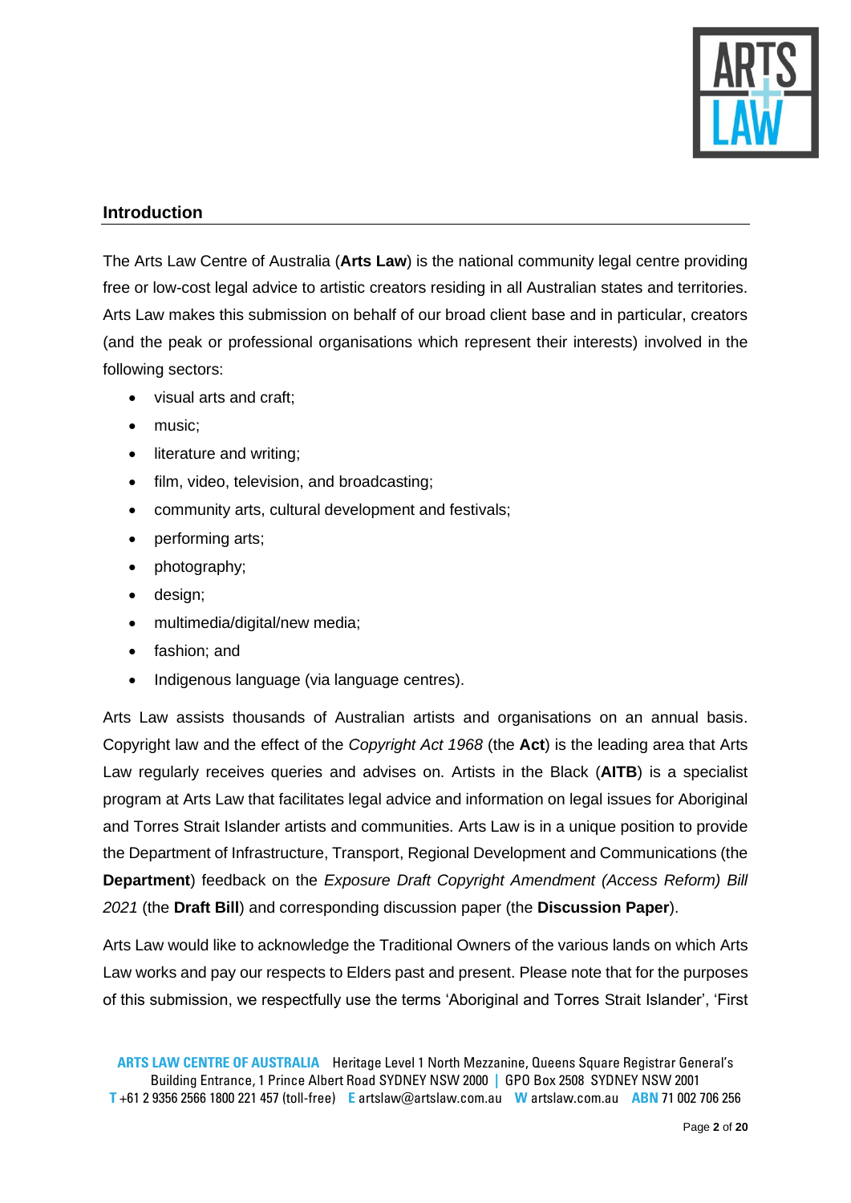## Introduction

The Arts Law Centre of Australia (**Arts Law**) is the national community legal centre providing free or low-cost legal advice to artistic creators residing in all Australian states and territories. Arts Law makes this submission on behalf of our broad client base and in particular, creators (and the peak or professional organisations which represent their interests) involved in the following sectors:

- visual arts and craft;
- music;
- literature and writing;
- film, video, television, and broadcasting;
- community arts, cultural development and festivals;
- performing arts;
- photography;
- design;
- multimedia/digital/new media;
- fashion; and
- Indigenous language (via language centres).

Arts Law assists thousands of Australian artists and organisations on an annual basis. Copyright law and the effect of the *Copyright Act 1968* (the **Act**) is the leading area that Arts Law regularly receives queries and advises on. Artists in the Black (**AITB**) is a specialist program at Arts Law that facilitates legal advice and information on legal issues for Aboriginal and Torres Strait Islander artists and communities. Arts Law is in a unique position to provide the Department of Infrastructure, Transport, Regional Development and Communications (the **Department**) feedback on the *Exposure Draft Copyright Amendment (Access Reform) Bill 2021* (the **Draft Bill**) and corresponding discussion paper (the **Discussion Paper**).

Arts Law would like to acknowledge the Traditional Owners of the various lands on which Arts Law works and pay our respects to Elders past and present. Please note that for the purposes of this submission, we respectfully use the terms 'Aboriginal and Torres Strait Islander', 'First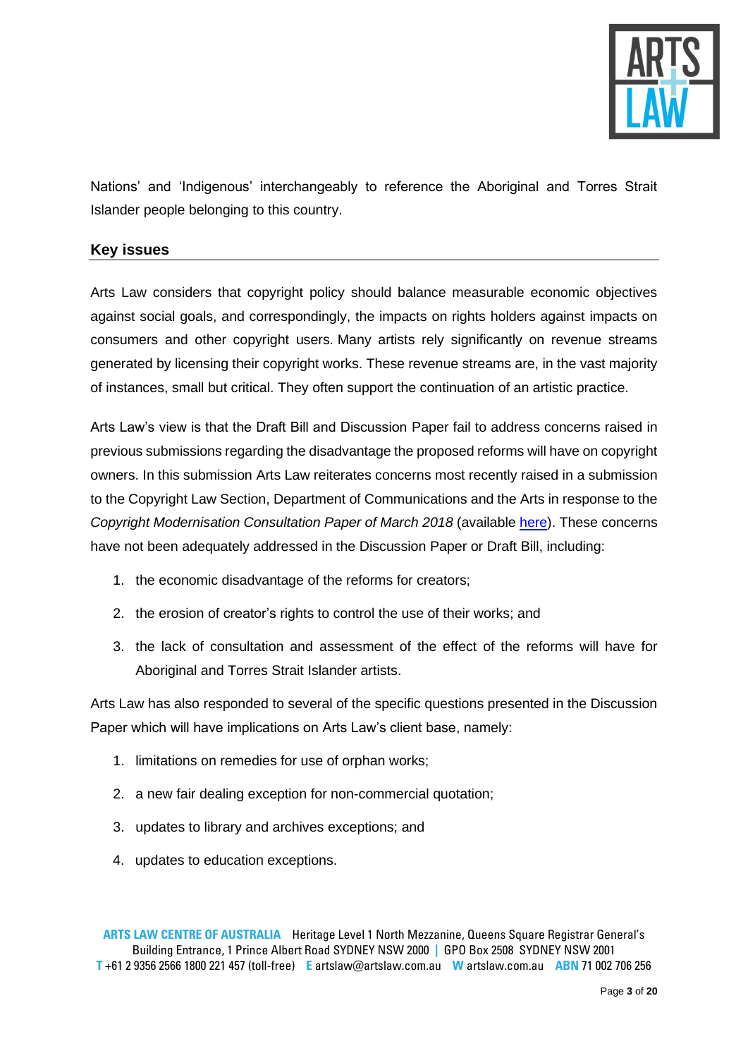Nations' and 'Indigenous' interchangeably to reference the Aboriginal and Torres Strait Islander people belonging to this country.

## Key issues

Arts Law considers that copyright policy should balance measurable economic objectives against social goals, and correspondingly, the impacts on rights holders against impacts on consumers and other copyright users. Many artists rely significantly on revenue streams generated by licensing their copyright works. These revenue streams are, in the vast majority of instances, small but critical. They often support the continuation of an artistic practice.

Arts Law's view is that the Draft Bill and Discussion Paper fail to address concerns raised in previous submissions regarding the disadvantage the proposed reforms will have on copyright owners. In this submission Arts Law reiterates concerns most recently raised in a submission to the Copyright Law Section, Department of Communications and the Arts in response to the *Copyright Modernisation Consultation Paper of March 2018* (available here). These concerns have not been adequately addressed in the Discussion Paper or Draft Bill, including:

1. the economic disadvantage of the reforms for creators;
2. the erosion of creator's rights to control the use of their works; and
3. the lack of consultation and assessment of the effect of the reforms will have for Aboriginal and Torres Strait Islander artists.

Arts Law has also responded to several of the specific questions presented in the Discussion Paper which will have implications on Arts Law's client base, namely:

1. limitations on remedies for use of orphan works;
2. a new fair dealing exception for non-commercial quotation;
3. updates to library and archives exceptions; and
4. updates to education exceptions.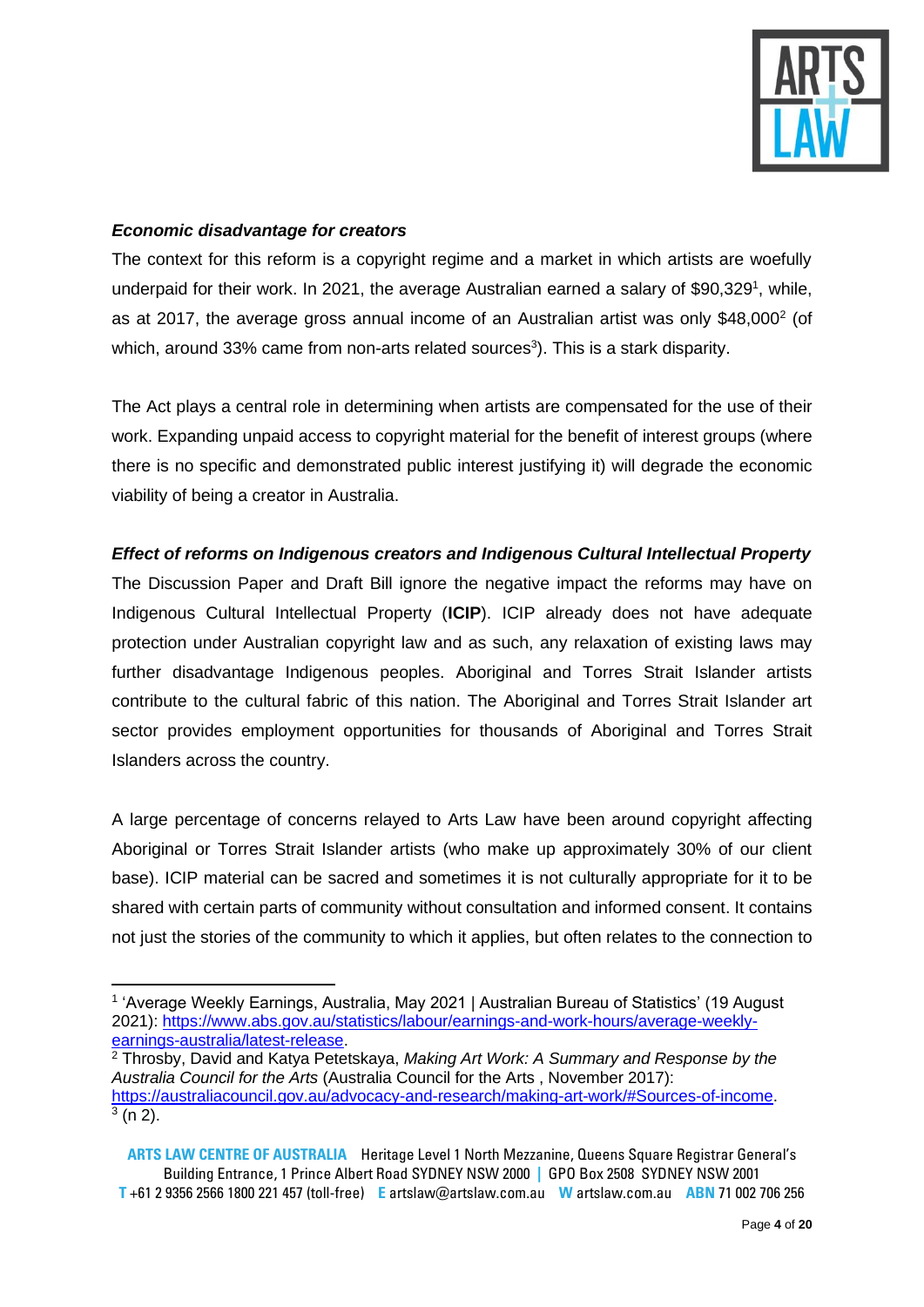***Economic disadvantage for creators***

The context for this reform is a copyright regime and a market in which artists are woefully underpaid for their work. In 2021, the average Australian earned a salary of $90,329[1], while, as at 2017, the average gross annual income of an Australian artist was only $48,000[2] (of which, around 33% came from non-arts related sources[3]). This is a stark disparity.

The Act plays a central role in determining when artists are compensated for the use of their work. Expanding unpaid access to copyright material for the benefit of interest groups (where there is no specific and demonstrated public interest justifying it) will degrade the economic viability of being a creator in Australia.

***Effect of reforms on Indigenous creators and Indigenous Cultural Intellectual Property***

The Discussion Paper and Draft Bill ignore the negative impact the reforms may have on Indigenous Cultural Intellectual Property (**ICIP**). ICIP already does not have adequate protection under Australian copyright law and as such, any relaxation of existing laws may further disadvantage Indigenous peoples. Aboriginal and Torres Strait Islander artists contribute to the cultural fabric of this nation. The Aboriginal and Torres Strait Islander art sector provides employment opportunities for thousands of Aboriginal and Torres Strait Islanders across the country.

A large percentage of concerns relayed to Arts Law have been around copyright affecting Aboriginal or Torres Strait Islander artists (who make up approximately 30% of our client base). ICIP material can be sacred and sometimes it is not culturally appropriate for it to be shared with certain parts of community without consultation and informed consent. It contains not just the stories of the community to which it applies, but often relates to the connection to

---

[1] 'Average Weekly Earnings, Australia, May 2021 | Australian Bureau of Statistics' (19 August 2021): https://www.abs.gov.au/statistics/labour/earnings-and-work-hours/average-weekly-earnings-australia/latest-release.

[2] Throsby, David and Katya Petetskaya, *Making Art Work: A Summary and Response by the Australia Council for the Arts* (Australia Council for the Arts , November 2017): https://australiacouncil.gov.au/advocacy-and-research/making-art-work/#Sources-of-income.

[3] (n 2).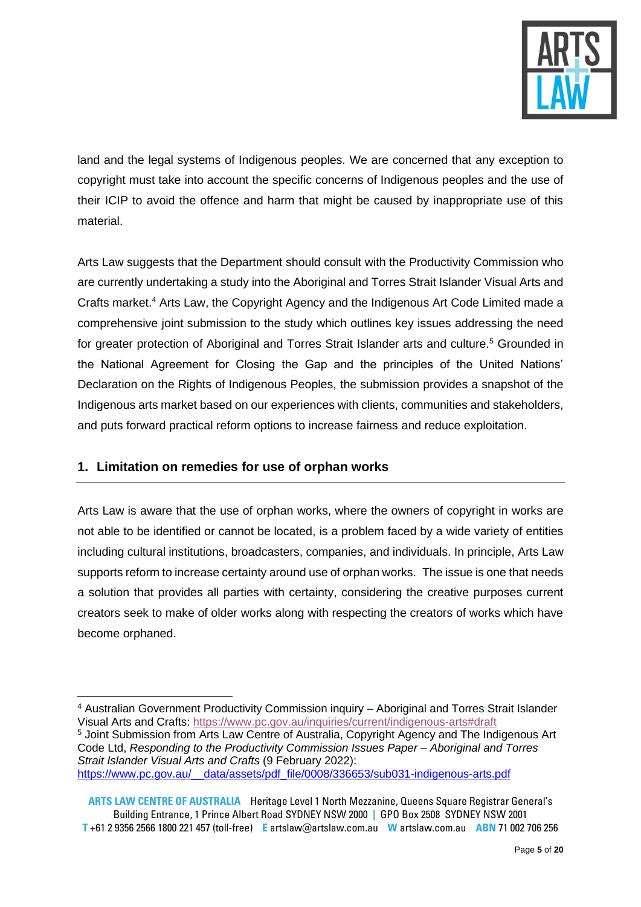land and the legal systems of Indigenous peoples. We are concerned that any exception to copyright must take into account the specific concerns of Indigenous peoples and the use of their ICIP to avoid the offence and harm that might be caused by inappropriate use of this material.

Arts Law suggests that the Department should consult with the Productivity Commission who are currently undertaking a study into the Aboriginal and Torres Strait Islander Visual Arts and Crafts market.[4] Arts Law, the Copyright Agency and the Indigenous Art Code Limited made a comprehensive joint submission to the study which outlines key issues addressing the need for greater protection of Aboriginal and Torres Strait Islander arts and culture.[5] Grounded in the National Agreement for Closing the Gap and the principles of the United Nations' Declaration on the Rights of Indigenous Peoples, the submission provides a snapshot of the Indigenous arts market based on our experiences with clients, communities and stakeholders, and puts forward practical reform options to increase fairness and reduce exploitation.

## 1. Limitation on remedies for use of orphan works

Arts Law is aware that the use of orphan works, where the owners of copyright in works are not able to be identified or cannot be located, is a problem faced by a wide variety of entities including cultural institutions, broadcasters, companies, and individuals. In principle, Arts Law supports reform to increase certainty around use of orphan works. The issue is one that needs a solution that provides all parties with certainty, considering the creative purposes current creators seek to make of older works along with respecting the creators of works which have become orphaned.

---

[4] Australian Government Productivity Commission inquiry – Aboriginal and Torres Strait Islander Visual Arts and Crafts: https://www.pc.gov.au/inquiries/current/indigenous-arts#draft

[5] Joint Submission from Arts Law Centre of Australia, Copyright Agency and The Indigenous Art Code Ltd, *Responding to the Productivity Commission Issues Paper – Aboriginal and Torres Strait Islander Visual Arts and Crafts* (9 February 2022): https://www.pc.gov.au/__data/assets/pdf_file/0008/336653/sub031-indigenous-arts.pdf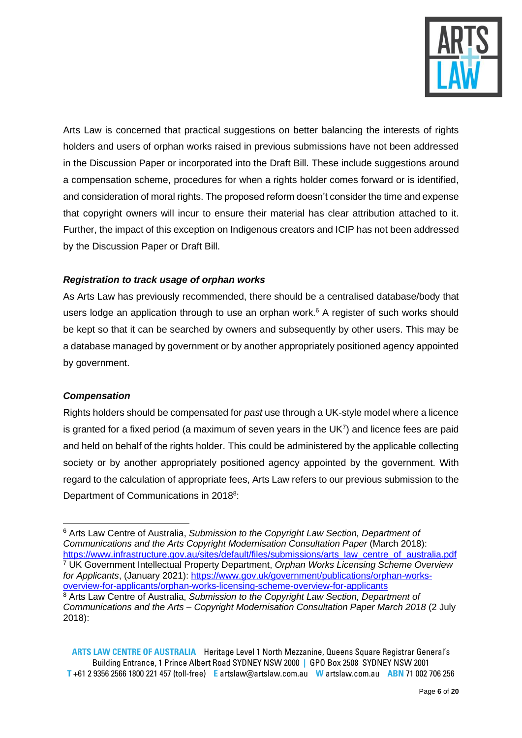Arts Law is concerned that practical suggestions on better balancing the interests of rights holders and users of orphan works raised in previous submissions have not been addressed in the Discussion Paper or incorporated into the Draft Bill. These include suggestions around a compensation scheme, procedures for when a rights holder comes forward or is identified, and consideration of moral rights. The proposed reform doesn't consider the time and expense that copyright owners will incur to ensure their material has clear attribution attached to it. Further, the impact of this exception on Indigenous creators and ICIP has not been addressed by the Discussion Paper or Draft Bill.

### *Registration to track usage of orphan works*

As Arts Law has previously recommended, there should be a centralised database/body that users lodge an application through to use an orphan work.[6] A register of such works should be kept so that it can be searched by owners and subsequently by other users. This may be a database managed by government or by another appropriately positioned agency appointed by government.

### *Compensation*

Rights holders should be compensated for *past* use through a UK-style model where a licence is granted for a fixed period (a maximum of seven years in the UK[7]) and licence fees are paid and held on behalf of the rights holder. This could be administered by the applicable collecting society or by another appropriately positioned agency appointed by the government. With regard to the calculation of appropriate fees, Arts Law refers to our previous submission to the Department of Communications in 2018[8]:

---

[6] Arts Law Centre of Australia, *Submission to the Copyright Law Section, Department of Communications and the Arts Copyright Modernisation Consultation Paper* (March 2018): https://www.infrastructure.gov.au/sites/default/files/submissions/arts_law_centre_of_australia.pdf

[7] UK Government Intellectual Property Department, *Orphan Works Licensing Scheme Overview for Applicants*, (January 2021): https://www.gov.uk/government/publications/orphan-works-overview-for-applicants/orphan-works-licensing-scheme-overview-for-applicants

[8] Arts Law Centre of Australia, *Submission to the Copyright Law Section, Department of Communications and the Arts – Copyright Modernisation Consultation Paper March 2018* (2 July 2018):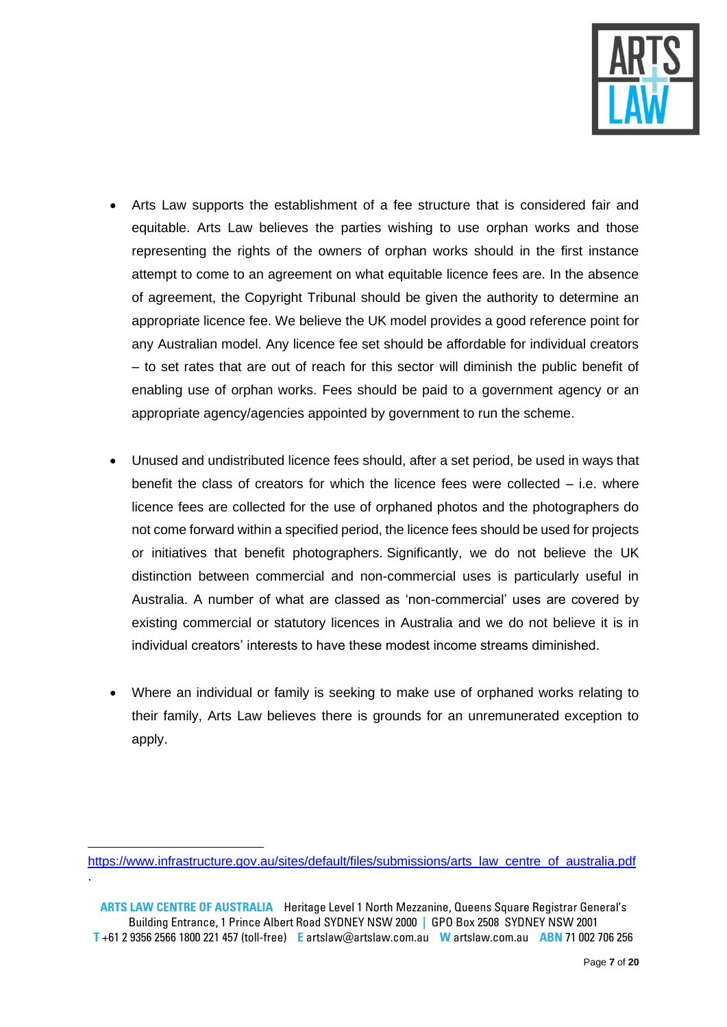- Arts Law supports the establishment of a fee structure that is considered fair and equitable. Arts Law believes the parties wishing to use orphan works and those representing the rights of the owners of orphan works should in the first instance attempt to come to an agreement on what equitable licence fees are. In the absence of agreement, the Copyright Tribunal should be given the authority to determine an appropriate licence fee. We believe the UK model provides a good reference point for any Australian model. Any licence fee set should be affordable for individual creators – to set rates that are out of reach for this sector will diminish the public benefit of enabling use of orphan works. Fees should be paid to a government agency or an appropriate agency/agencies appointed by government to run the scheme.

- Unused and undistributed licence fees should, after a set period, be used in ways that benefit the class of creators for which the licence fees were collected – i.e. where licence fees are collected for the use of orphaned photos and the photographers do not come forward within a specified period, the licence fees should be used for projects or initiatives that benefit photographers. Significantly, we do not believe the UK distinction between commercial and non-commercial uses is particularly useful in Australia. A number of what are classed as 'non-commercial' uses are covered by existing commercial or statutory licences in Australia and we do not believe it is in individual creators' interests to have these modest income streams diminished.

- Where an individual or family is seeking to make use of orphaned works relating to their family, Arts Law believes there is grounds for an unremunerated exception to apply.

---

https://www.infrastructure.gov.au/sites/default/files/submissions/arts_law_centre_of_australia.pdf
.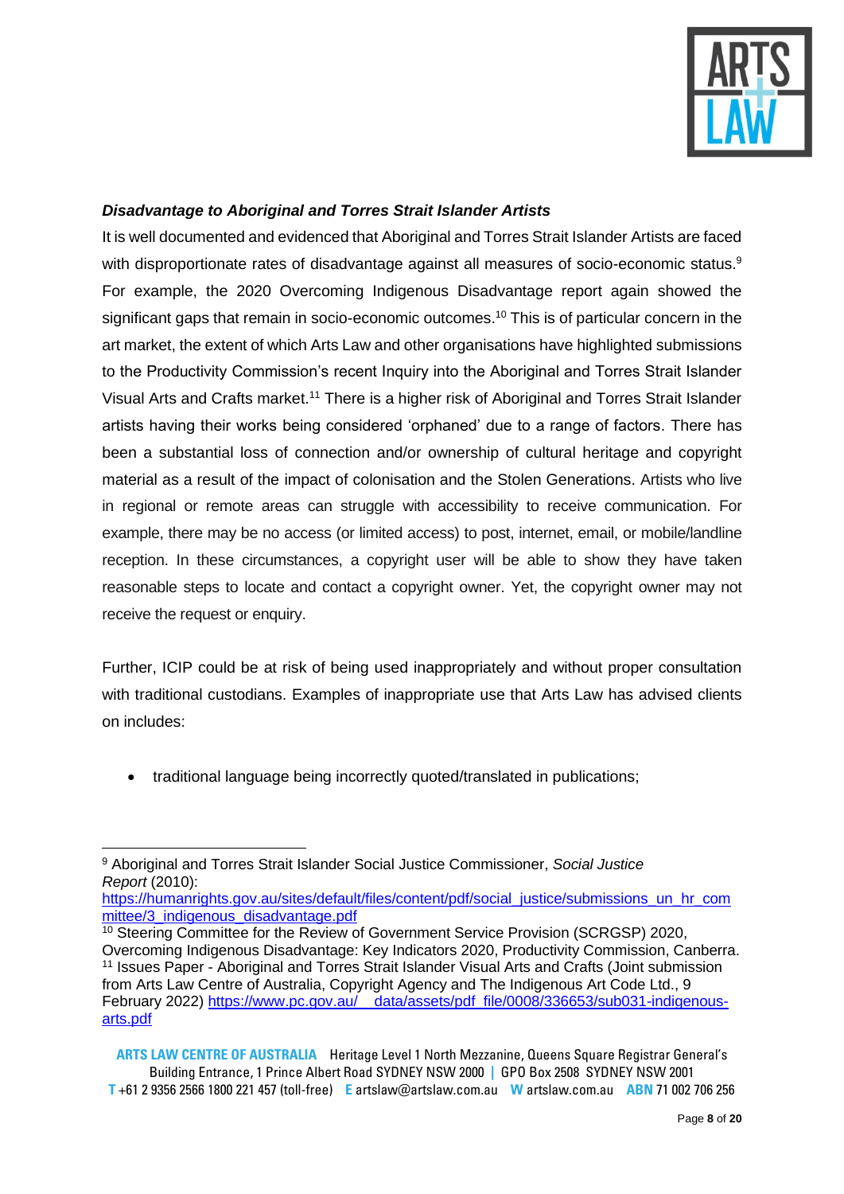***Disadvantage to Aboriginal and Torres Strait Islander Artists***

It is well documented and evidenced that Aboriginal and Torres Strait Islander Artists are faced with disproportionate rates of disadvantage against all measures of socio-economic status.[9] For example, the 2020 Overcoming Indigenous Disadvantage report again showed the significant gaps that remain in socio-economic outcomes.[10] This is of particular concern in the art market, the extent of which Arts Law and other organisations have highlighted submissions to the Productivity Commission's recent Inquiry into the Aboriginal and Torres Strait Islander Visual Arts and Crafts market.[11] There is a higher risk of Aboriginal and Torres Strait Islander artists having their works being considered 'orphaned' due to a range of factors. There has been a substantial loss of connection and/or ownership of cultural heritage and copyright material as a result of the impact of colonisation and the Stolen Generations. Artists who live in regional or remote areas can struggle with accessibility to receive communication. For example, there may be no access (or limited access) to post, internet, email, or mobile/landline reception. In these circumstances, a copyright user will be able to show they have taken reasonable steps to locate and contact a copyright owner. Yet, the copyright owner may not receive the request or enquiry.

Further, ICIP could be at risk of being used inappropriately and without proper consultation with traditional custodians. Examples of inappropriate use that Arts Law has advised clients on includes:

- traditional language being incorrectly quoted/translated in publications;

---

[9] Aboriginal and Torres Strait Islander Social Justice Commissioner, *Social Justice Report* (2010): https://humanrights.gov.au/sites/default/files/content/pdf/social_justice/submissions_un_hr_committee/3_indigenous_disadvantage.pdf

[10] Steering Committee for the Review of Government Service Provision (SCRGSP) 2020, Overcoming Indigenous Disadvantage: Key Indicators 2020, Productivity Commission, Canberra.

[11] Issues Paper - Aboriginal and Torres Strait Islander Visual Arts and Crafts (Joint submission from Arts Law Centre of Australia, Copyright Agency and The Indigenous Art Code Ltd., 9 February 2022) https://www.pc.gov.au/__data/assets/pdf_file/0008/336653/sub031-indigenous-arts.pdf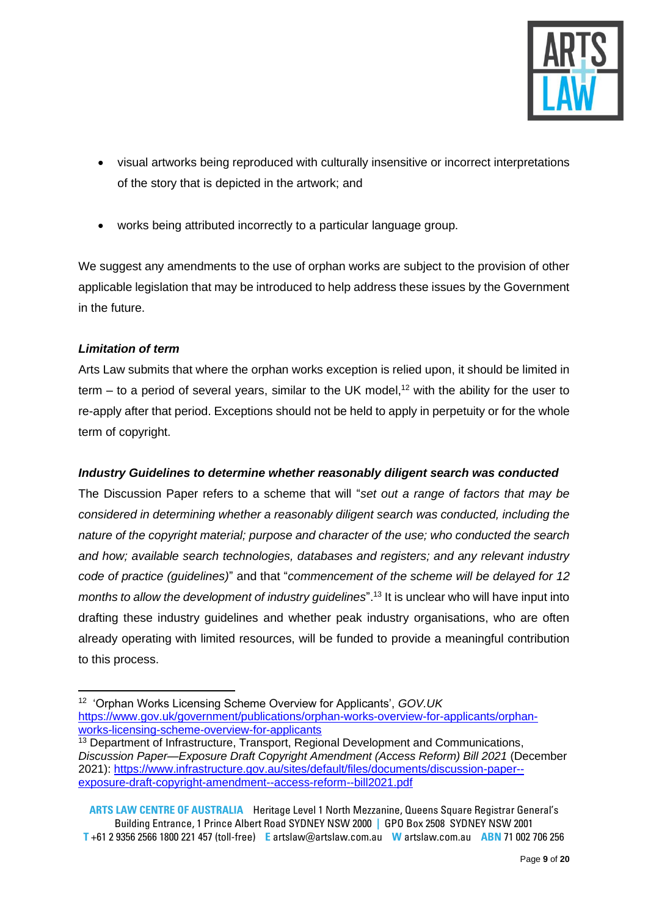- visual artworks being reproduced with culturally insensitive or incorrect interpretations of the story that is depicted in the artwork; and

- works being attributed incorrectly to a particular language group.

We suggest any amendments to the use of orphan works are subject to the provision of other applicable legislation that may be introduced to help address these issues by the Government in the future.

***Limitation of term***

Arts Law submits that where the orphan works exception is relied upon, it should be limited in term – to a period of several years, similar to the UK model,[12] with the ability for the user to re-apply after that period. Exceptions should not be held to apply in perpetuity or for the whole term of copyright.

***Industry Guidelines to determine whether reasonably diligent search was conducted***

The Discussion Paper refers to a scheme that will "*set out a range of factors that may be considered in determining whether a reasonably diligent search was conducted, including the nature of the copyright material; purpose and character of the use; who conducted the search and how; available search technologies, databases and registers; and any relevant industry code of practice (guidelines)*" and that "*commencement of the scheme will be delayed for 12 months to allow the development of industry guidelines*".[13] It is unclear who will have input into drafting these industry guidelines and whether peak industry organisations, who are often already operating with limited resources, will be funded to provide a meaningful contribution to this process.

---

[12] 'Orphan Works Licensing Scheme Overview for Applicants', *GOV.UK* https://www.gov.uk/government/publications/orphan-works-overview-for-applicants/orphan-works-licensing-scheme-overview-for-applicants

[13] Department of Infrastructure, Transport, Regional Development and Communications, *Discussion Paper—Exposure Draft Copyright Amendment (Access Reform) Bill 2021* (December 2021): https://www.infrastructure.gov.au/sites/default/files/documents/discussion-paper--exposure-draft-copyright-amendment--access-reform--bill2021.pdf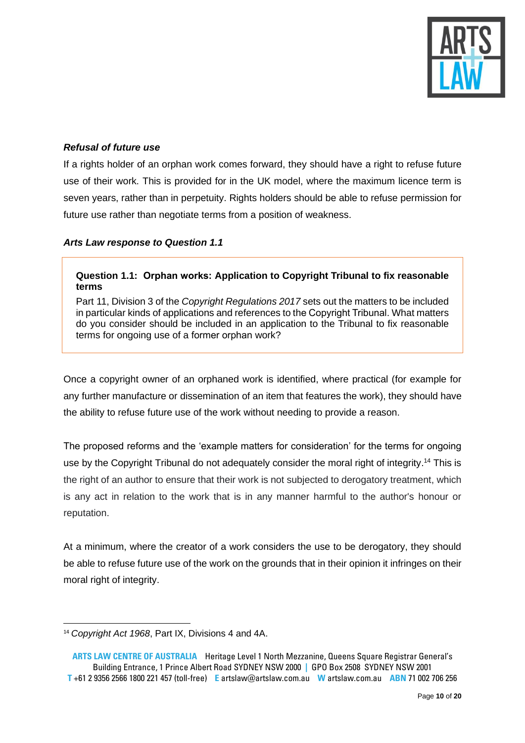***Refusal of future use***

If a rights holder of an orphan work comes forward, they should have a right to refuse future use of their work. This is provided for in the UK model, where the maximum licence term is seven years, rather than in perpetuity. Rights holders should be able to refuse permission for future use rather than negotiate terms from a position of weakness.

***Arts Law response to Question 1.1***

> **Question 1.1: Orphan works: Application to Copyright Tribunal to fix reasonable terms**
>
> Part 11, Division 3 of the *Copyright Regulations 2017* sets out the matters to be included in particular kinds of applications and references to the Copyright Tribunal. What matters do you consider should be included in an application to the Tribunal to fix reasonable terms for ongoing use of a former orphan work?

Once a copyright owner of an orphaned work is identified, where practical (for example for any further manufacture or dissemination of an item that features the work), they should have the ability to refuse future use of the work without needing to provide a reason.

The proposed reforms and the 'example matters for consideration' for the terms for ongoing use by the Copyright Tribunal do not adequately consider the moral right of integrity.[14] This is the right of an author to ensure that their work is not subjected to derogatory treatment, which is any act in relation to the work that is in any manner harmful to the author's honour or reputation.

At a minimum, where the creator of a work considers the use to be derogatory, they should be able to refuse future use of the work on the grounds that in their opinion it infringes on their moral right of integrity.

[14] *Copyright Act 1968*, Part IX, Divisions 4 and 4A.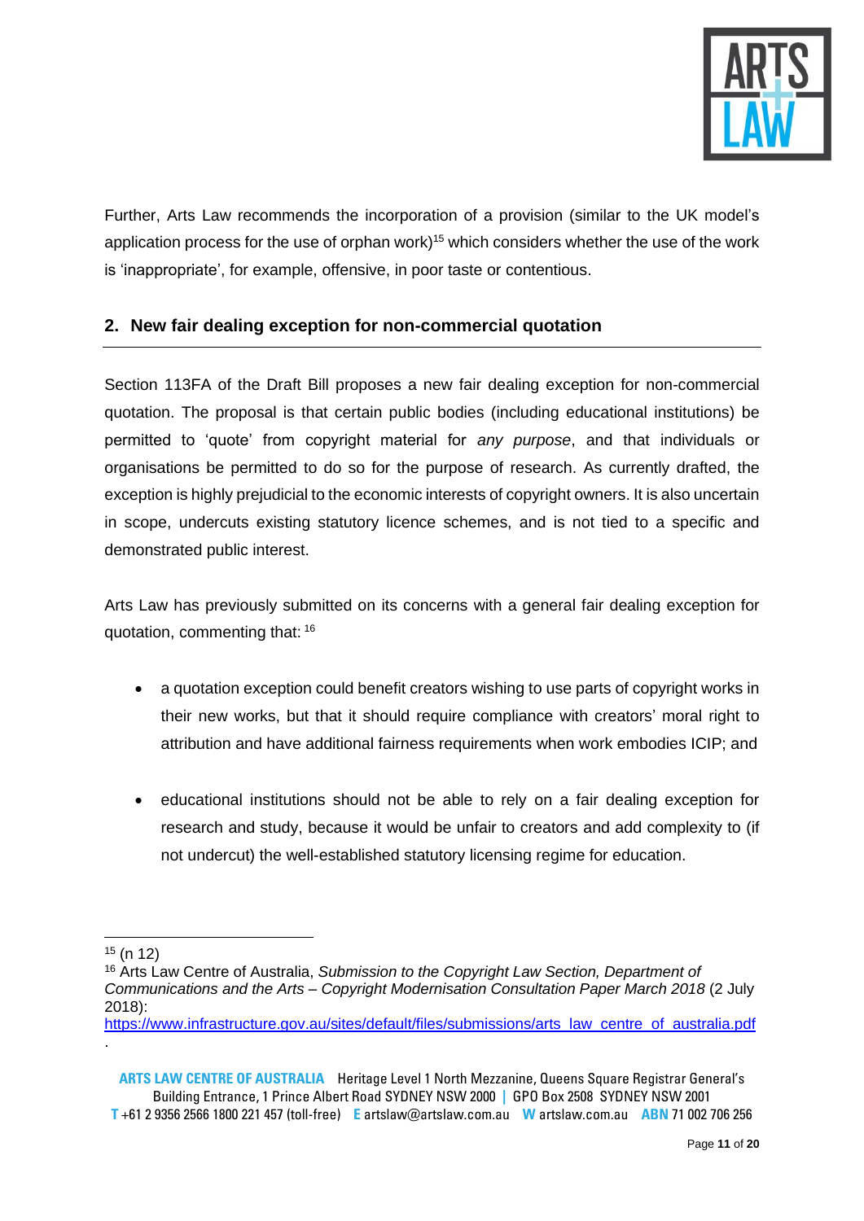Further, Arts Law recommends the incorporation of a provision (similar to the UK model's application process for the use of orphan work)[15] which considers whether the use of the work is 'inappropriate', for example, offensive, in poor taste or contentious.

## 2. New fair dealing exception for non-commercial quotation

Section 113FA of the Draft Bill proposes a new fair dealing exception for non-commercial quotation. The proposal is that certain public bodies (including educational institutions) be permitted to 'quote' from copyright material for *any purpose*, and that individuals or organisations be permitted to do so for the purpose of research. As currently drafted, the exception is highly prejudicial to the economic interests of copyright owners. It is also uncertain in scope, undercuts existing statutory licence schemes, and is not tied to a specific and demonstrated public interest.

Arts Law has previously submitted on its concerns with a general fair dealing exception for quotation, commenting that: [16]

- a quotation exception could benefit creators wishing to use parts of copyright works in their new works, but that it should require compliance with creators' moral right to attribution and have additional fairness requirements when work embodies ICIP; and
- educational institutions should not be able to rely on a fair dealing exception for research and study, because it would be unfair to creators and add complexity to (if not undercut) the well-established statutory licensing regime for education.

---

[15] (n 12)

[16] Arts Law Centre of Australia, *Submission to the Copyright Law Section, Department of Communications and the Arts – Copyright Modernisation Consultation Paper March 2018* (2 July 2018): https://www.infrastructure.gov.au/sites/default/files/submissions/arts_law_centre_of_australia.pdf.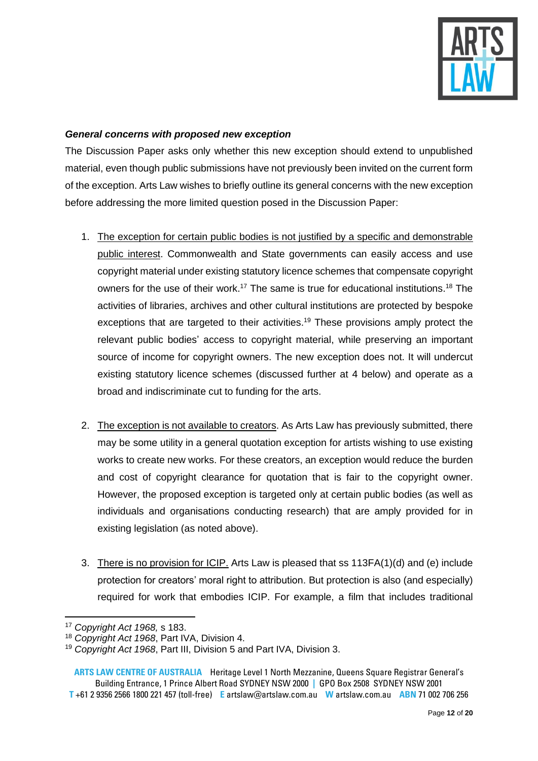***General concerns with proposed new exception***

The Discussion Paper asks only whether this new exception should extend to unpublished material, even though public submissions have not previously been invited on the current form of the exception. Arts Law wishes to briefly outline its general concerns with the new exception before addressing the more limited question posed in the Discussion Paper:

1. <u>The exception for certain public bodies is not justified by a specific and demonstrable public interest</u>. Commonwealth and State governments can easily access and use copyright material under existing statutory licence schemes that compensate copyright owners for the use of their work.[17] The same is true for educational institutions.[18] The activities of libraries, archives and other cultural institutions are protected by bespoke exceptions that are targeted to their activities.[19] These provisions amply protect the relevant public bodies' access to copyright material, while preserving an important source of income for copyright owners. The new exception does not. It will undercut existing statutory licence schemes (discussed further at 4 below) and operate as a broad and indiscriminate cut to funding for the arts.

2. <u>The exception is not available to creators</u>. As Arts Law has previously submitted, there may be some utility in a general quotation exception for artists wishing to use existing works to create new works. For these creators, an exception would reduce the burden and cost of copyright clearance for quotation that is fair to the copyright owner. However, the proposed exception is targeted only at certain public bodies (as well as individuals and organisations conducting research) that are amply provided for in existing legislation (as noted above).

3. <u>There is no provision for ICIP.</u> Arts Law is pleased that ss 113FA(1)(d) and (e) include protection for creators' moral right to attribution. But protection is also (and especially) required for work that embodies ICIP. For example, a film that includes traditional

---

[17] *Copyright Act 1968,* s 183.

[18] *Copyright Act 1968*, Part IVA, Division 4.

[19] *Copyright Act 1968*, Part III, Division 5 and Part IVA, Division 3.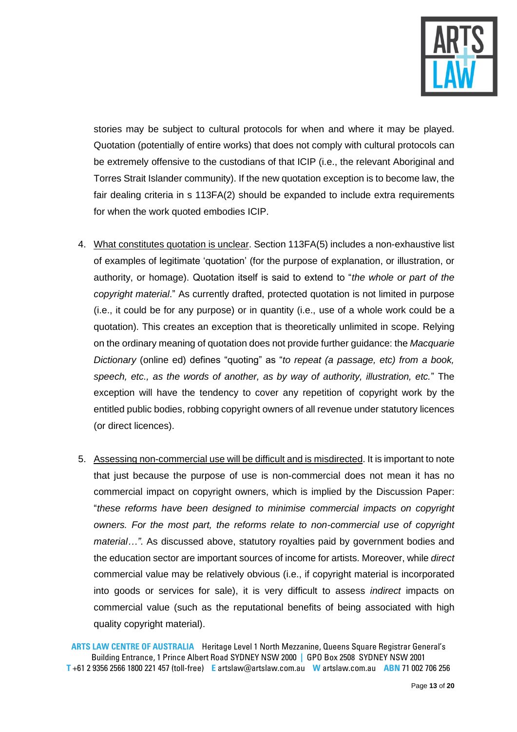stories may be subject to cultural protocols for when and where it may be played. Quotation (potentially of entire works) that does not comply with cultural protocols can be extremely offensive to the custodians of that ICIP (i.e., the relevant Aboriginal and Torres Strait Islander community). If the new quotation exception is to become law, the fair dealing criteria in s 113FA(2) should be expanded to include extra requirements for when the work quoted embodies ICIP.

4. <u>What constitutes quotation is unclear</u>. Section 113FA(5) includes a non-exhaustive list of examples of legitimate 'quotation' (for the purpose of explanation, or illustration, or authority, or homage). Quotation itself is said to extend to "*the whole or part of the copyright material*." As currently drafted, protected quotation is not limited in purpose (i.e., it could be for any purpose) or in quantity (i.e., use of a whole work could be a quotation). This creates an exception that is theoretically unlimited in scope. Relying on the ordinary meaning of quotation does not provide further guidance: the *Macquarie Dictionary* (online ed) defines "quoting" as "*to repeat (a passage, etc) from a book, speech, etc., as the words of another, as by way of authority, illustration, etc.*" The exception will have the tendency to cover any repetition of copyright work by the entitled public bodies, robbing copyright owners of all revenue under statutory licences (or direct licences).

5. <u>Assessing non-commercial use will be difficult and is misdirected</u>. It is important to note that just because the purpose of use is non-commercial does not mean it has no commercial impact on copyright owners, which is implied by the Discussion Paper: "*these reforms have been designed to minimise commercial impacts on copyright owners. For the most part, the reforms relate to non-commercial use of copyright material…"*. As discussed above, statutory royalties paid by government bodies and the education sector are important sources of income for artists. Moreover, while *direct* commercial value may be relatively obvious (i.e., if copyright material is incorporated into goods or services for sale), it is very difficult to assess *indirect* impacts on commercial value (such as the reputational benefits of being associated with high quality copyright material).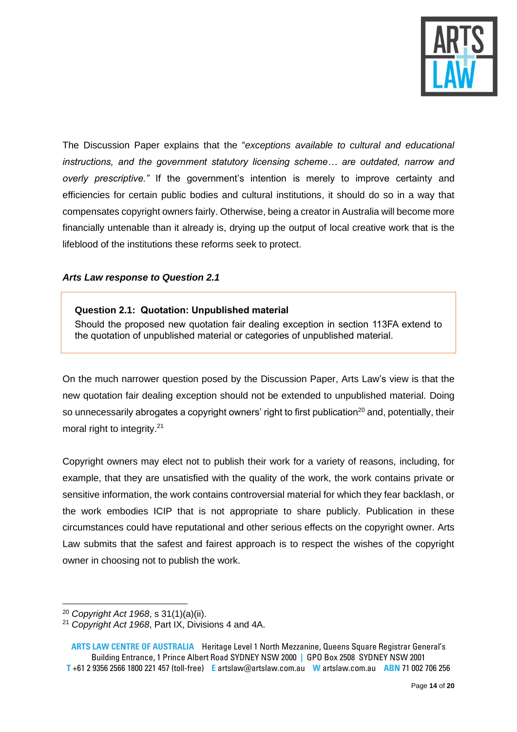The Discussion Paper explains that the "*exceptions available to cultural and educational instructions, and the government statutory licensing scheme… are outdated, narrow and overly prescriptive."* If the government's intention is merely to improve certainty and efficiencies for certain public bodies and cultural institutions, it should do so in a way that compensates copyright owners fairly. Otherwise, being a creator in Australia will become more financially untenable than it already is, drying up the output of local creative work that is the lifeblood of the institutions these reforms seek to protect.

***Arts Law response to Question 2.1***

> **Question 2.1: Quotation: Unpublished material**
> Should the proposed new quotation fair dealing exception in section 113FA extend to the quotation of unpublished material or categories of unpublished material.

On the much narrower question posed by the Discussion Paper, Arts Law's view is that the new quotation fair dealing exception should not be extended to unpublished material. Doing so unnecessarily abrogates a copyright owners' right to first publication[20] and, potentially, their moral right to integrity.[21]

Copyright owners may elect not to publish their work for a variety of reasons, including, for example, that they are unsatisfied with the quality of the work, the work contains private or sensitive information, the work contains controversial material for which they fear backlash, or the work embodies ICIP that is not appropriate to share publicly. Publication in these circumstances could have reputational and other serious effects on the copyright owner. Arts Law submits that the safest and fairest approach is to respect the wishes of the copyright owner in choosing not to publish the work.

---

[20] *Copyright Act 1968*, s 31(1)(a)(ii).

[21] *Copyright Act 1968*, Part IX, Divisions 4 and 4A.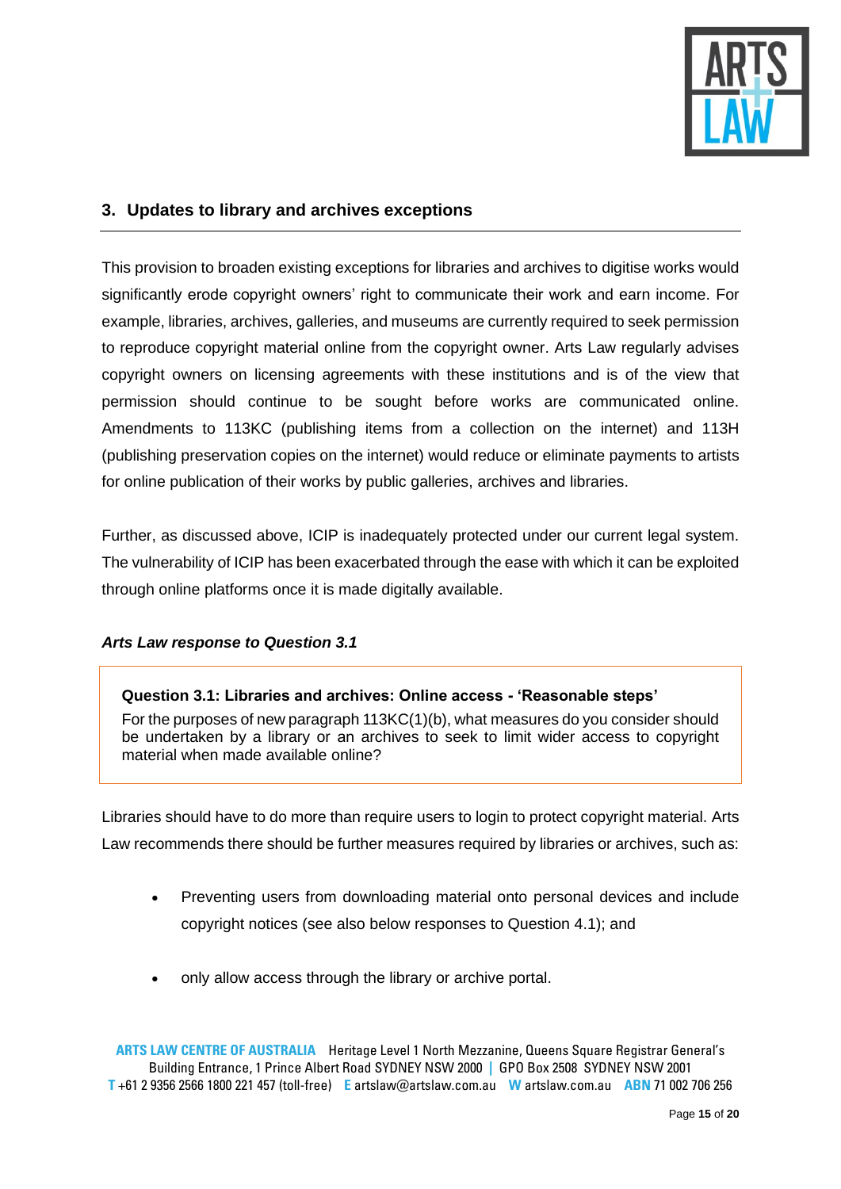## 3. Updates to library and archives exceptions

This provision to broaden existing exceptions for libraries and archives to digitise works would significantly erode copyright owners' right to communicate their work and earn income. For example, libraries, archives, galleries, and museums are currently required to seek permission to reproduce copyright material online from the copyright owner. Arts Law regularly advises copyright owners on licensing agreements with these institutions and is of the view that permission should continue to be sought before works are communicated online. Amendments to 113KC (publishing items from a collection on the internet) and 113H (publishing preservation copies on the internet) would reduce or eliminate payments to artists for online publication of their works by public galleries, archives and libraries.

Further, as discussed above, ICIP is inadequately protected under our current legal system. The vulnerability of ICIP has been exacerbated through the ease with which it can be exploited through online platforms once it is made digitally available.

***Arts Law response to Question 3.1***

> **Question 3.1: Libraries and archives: Online access - 'Reasonable steps'**
> For the purposes of new paragraph 113KC(1)(b), what measures do you consider should be undertaken by a library or an archives to seek to limit wider access to copyright material when made available online?

Libraries should have to do more than require users to login to protect copyright material. Arts Law recommends there should be further measures required by libraries or archives, such as:

- Preventing users from downloading material onto personal devices and include copyright notices (see also below responses to Question 4.1); and
- only allow access through the library or archive portal.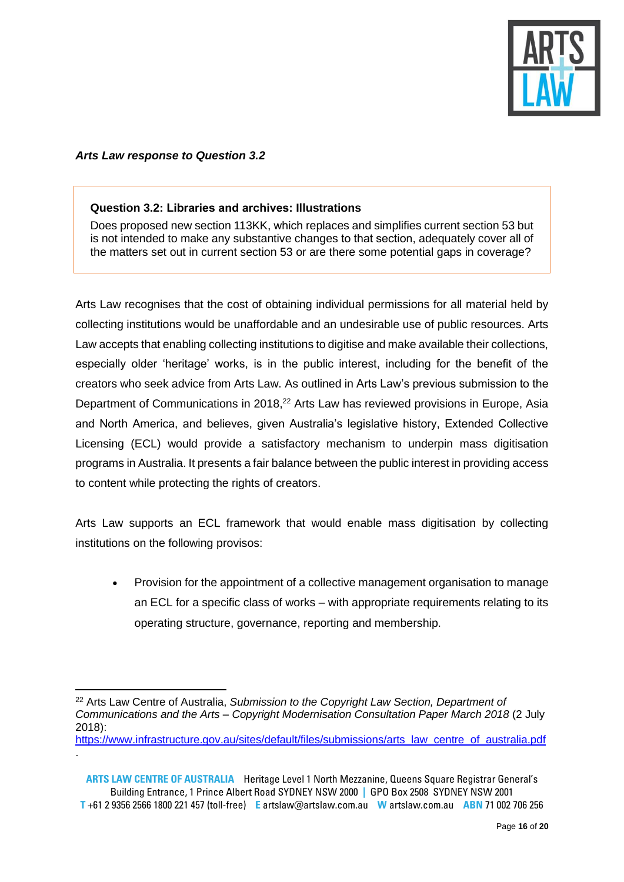*Arts Law response to Question 3.2*

> **Question 3.2: Libraries and archives: Illustrations**
>
> Does proposed new section 113KK, which replaces and simplifies current section 53 but is not intended to make any substantive changes to that section, adequately cover all of the matters set out in current section 53 or are there some potential gaps in coverage?

Arts Law recognises that the cost of obtaining individual permissions for all material held by collecting institutions would be unaffordable and an undesirable use of public resources. Arts Law accepts that enabling collecting institutions to digitise and make available their collections, especially older 'heritage' works, is in the public interest, including for the benefit of the creators who seek advice from Arts Law. As outlined in Arts Law's previous submission to the Department of Communications in 2018,[22] Arts Law has reviewed provisions in Europe, Asia and North America, and believes, given Australia's legislative history, Extended Collective Licensing (ECL) would provide a satisfactory mechanism to underpin mass digitisation programs in Australia. It presents a fair balance between the public interest in providing access to content while protecting the rights of creators.

Arts Law supports an ECL framework that would enable mass digitisation by collecting institutions on the following provisos:

- Provision for the appointment of a collective management organisation to manage an ECL for a specific class of works – with appropriate requirements relating to its operating structure, governance, reporting and membership.

---

[22] Arts Law Centre of Australia, *Submission to the Copyright Law Section, Department of Communications and the Arts – Copyright Modernisation Consultation Paper March 2018* (2 July 2018): https://www.infrastructure.gov.au/sites/default/files/submissions/arts_law_centre_of_australia.pdf.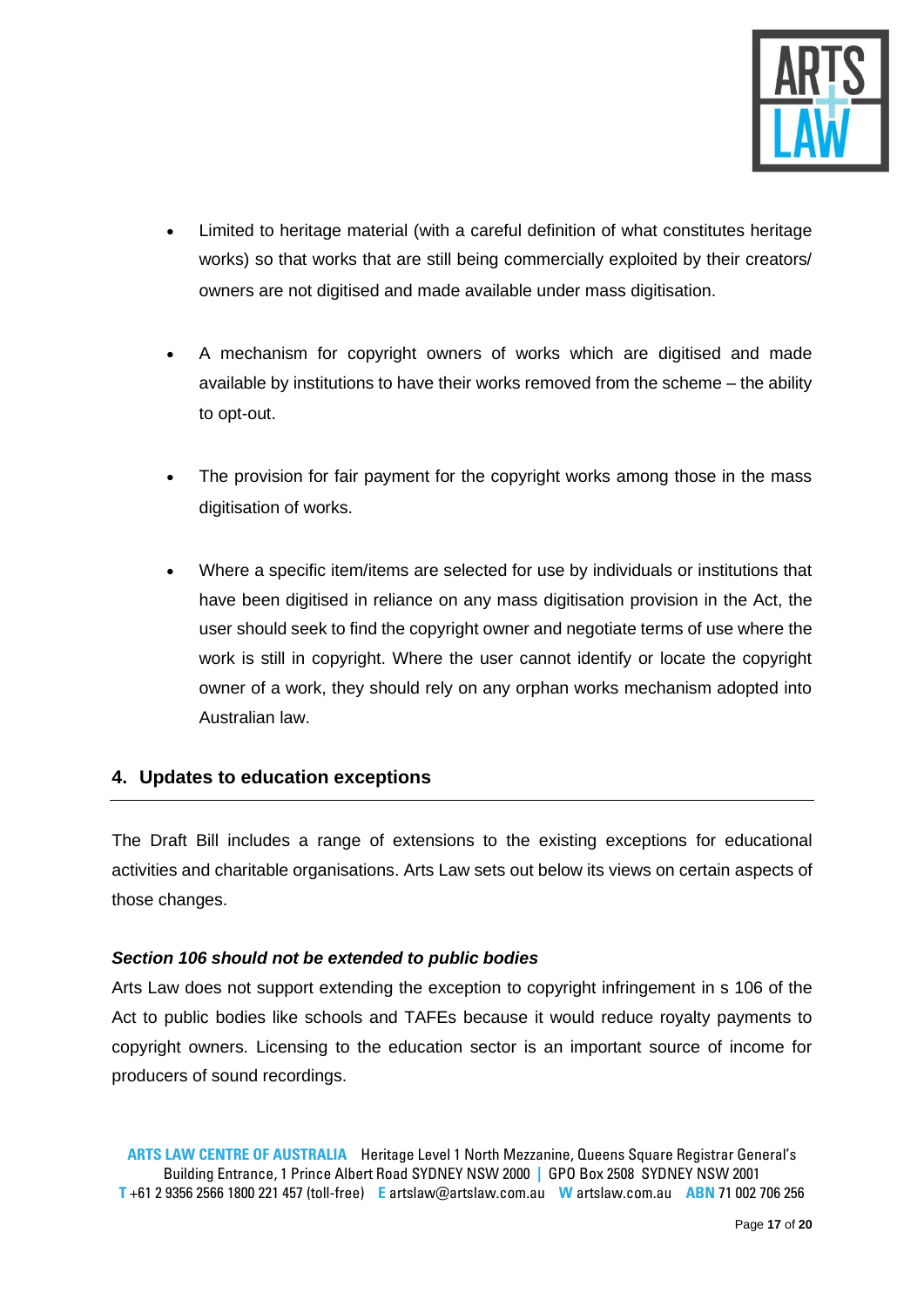- Limited to heritage material (with a careful definition of what constitutes heritage works) so that works that are still being commercially exploited by their creators/ owners are not digitised and made available under mass digitisation.

- A mechanism for copyright owners of works which are digitised and made available by institutions to have their works removed from the scheme – the ability to opt-out.

- The provision for fair payment for the copyright works among those in the mass digitisation of works.

- Where a specific item/items are selected for use by individuals or institutions that have been digitised in reliance on any mass digitisation provision in the Act, the user should seek to find the copyright owner and negotiate terms of use where the work is still in copyright. Where the user cannot identify or locate the copyright owner of a work, they should rely on any orphan works mechanism adopted into Australian law.

## 4. Updates to education exceptions

The Draft Bill includes a range of extensions to the existing exceptions for educational activities and charitable organisations. Arts Law sets out below its views on certain aspects of those changes.

***Section 106 should not be extended to public bodies***

Arts Law does not support extending the exception to copyright infringement in s 106 of the Act to public bodies like schools and TAFEs because it would reduce royalty payments to copyright owners. Licensing to the education sector is an important source of income for producers of sound recordings.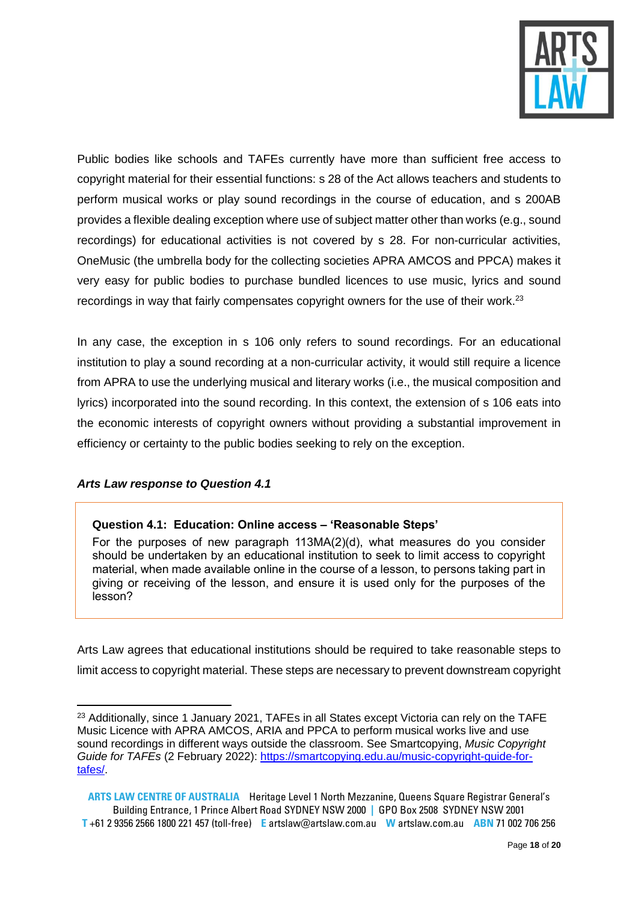Public bodies like schools and TAFEs currently have more than sufficient free access to copyright material for their essential functions: s 28 of the Act allows teachers and students to perform musical works or play sound recordings in the course of education, and s 200AB provides a flexible dealing exception where use of subject matter other than works (e.g., sound recordings) for educational activities is not covered by s 28. For non-curricular activities, OneMusic (the umbrella body for the collecting societies APRA AMCOS and PPCA) makes it very easy for public bodies to purchase bundled licences to use music, lyrics and sound recordings in way that fairly compensates copyright owners for the use of their work.[23]

In any case, the exception in s 106 only refers to sound recordings. For an educational institution to play a sound recording at a non-curricular activity, it would still require a licence from APRA to use the underlying musical and literary works (i.e., the musical composition and lyrics) incorporated into the sound recording. In this context, the extension of s 106 eats into the economic interests of copyright owners without providing a substantial improvement in efficiency or certainty to the public bodies seeking to rely on the exception.

### *Arts Law response to Question 4.1*

> **Question 4.1: Education: Online access – 'Reasonable Steps'**
> For the purposes of new paragraph 113MA(2)(d), what measures do you consider should be undertaken by an educational institution to seek to limit access to copyright material, when made available online in the course of a lesson, to persons taking part in giving or receiving of the lesson, and ensure it is used only for the purposes of the lesson?

Arts Law agrees that educational institutions should be required to take reasonable steps to limit access to copyright material. These steps are necessary to prevent downstream copyright

---

[23] Additionally, since 1 January 2021, TAFEs in all States except Victoria can rely on the TAFE Music Licence with APRA AMCOS, ARIA and PPCA to perform musical works live and use sound recordings in different ways outside the classroom. See Smartcopying, *Music Copyright Guide for TAFEs* (2 February 2022): [https://smartcopying.edu.au/music-copyright-guide-for-tafes/](https://smartcopying.edu.au/music-copyright-guide-for-tafes/).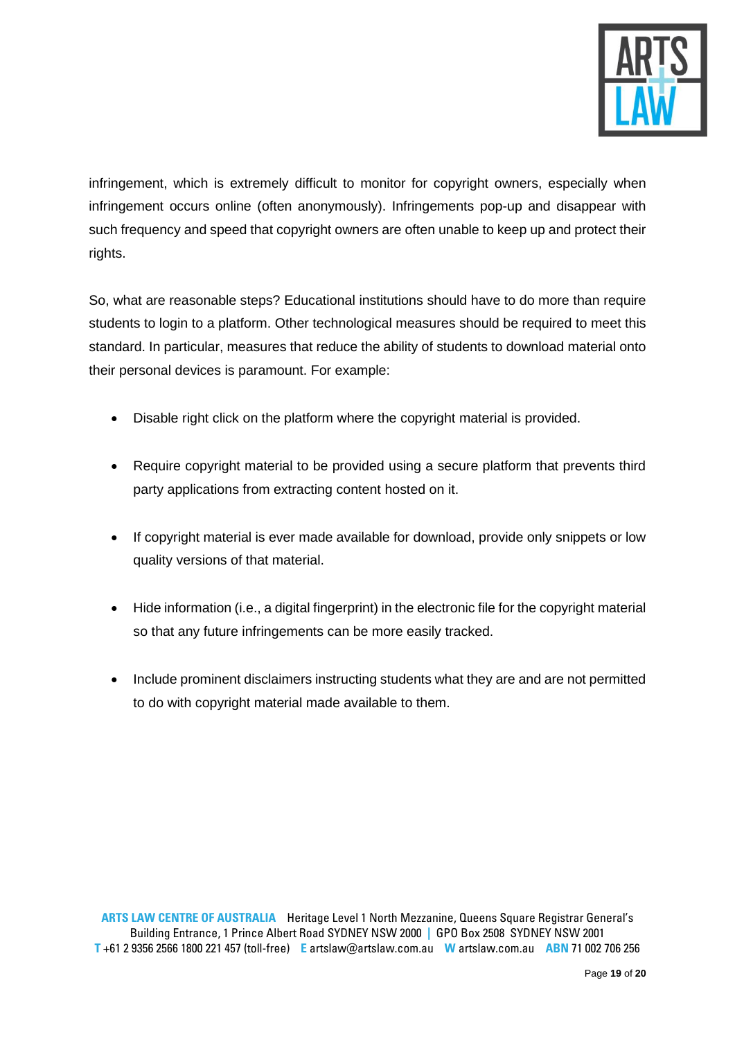infringement, which is extremely difficult to monitor for copyright owners, especially when infringement occurs online (often anonymously). Infringements pop-up and disappear with such frequency and speed that copyright owners are often unable to keep up and protect their rights.

So, what are reasonable steps? Educational institutions should have to do more than require students to login to a platform. Other technological measures should be required to meet this standard. In particular, measures that reduce the ability of students to download material onto their personal devices is paramount. For example:

- Disable right click on the platform where the copyright material is provided.
- Require copyright material to be provided using a secure platform that prevents third party applications from extracting content hosted on it.
- If copyright material is ever made available for download, provide only snippets or low quality versions of that material.
- Hide information (i.e., a digital fingerprint) in the electronic file for the copyright material so that any future infringements can be more easily tracked.
- Include prominent disclaimers instructing students what they are and are not permitted to do with copyright material made available to them.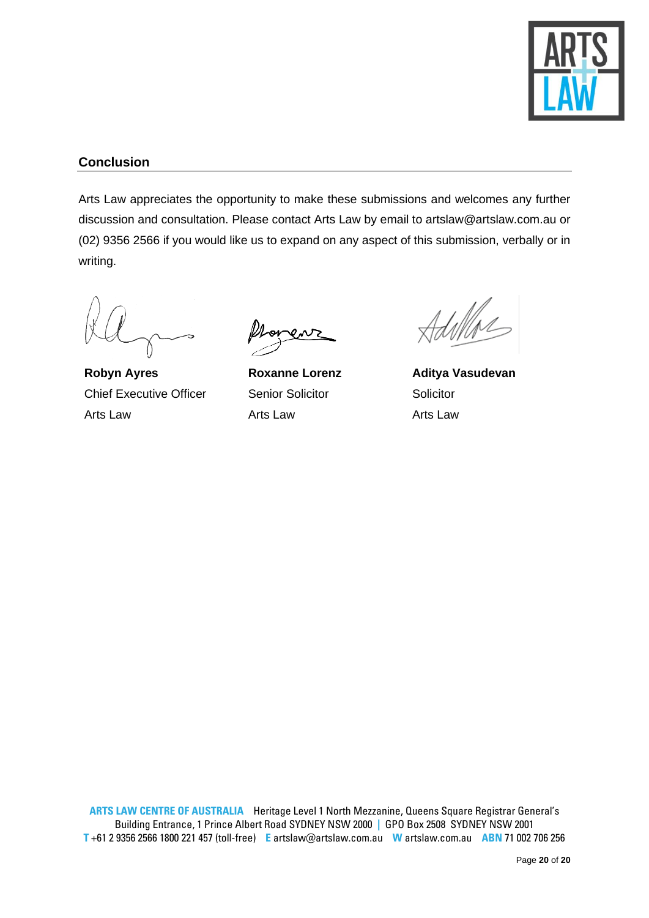## Conclusion

Arts Law appreciates the opportunity to make these submissions and welcomes any further discussion and consultation. Please contact Arts Law by email to artslaw@artslaw.com.au or (02) 9356 2566 if you would like us to expand on any aspect of this submission, verbally or in writing.

**Robyn Ayres**
Chief Executive Officer
Arts Law

**Roxanne Lorenz**
Senior Solicitor
Arts Law

**Aditya Vasudevan**
Solicitor
Arts Law

**ARTS LAW CENTRE OF AUSTRALIA** Heritage Level 1 North Mezzanine, Queens Square Registrar General's Building Entrance, 1 Prince Albert Road SYDNEY NSW 2000 | GPO Box 2508 SYDNEY NSW 2001
**T** +61 2 9356 2566 1800 221 457 (toll-free) **E** artslaw@artslaw.com.au **W** artslaw.com.au **ABN** 71 002 706 256